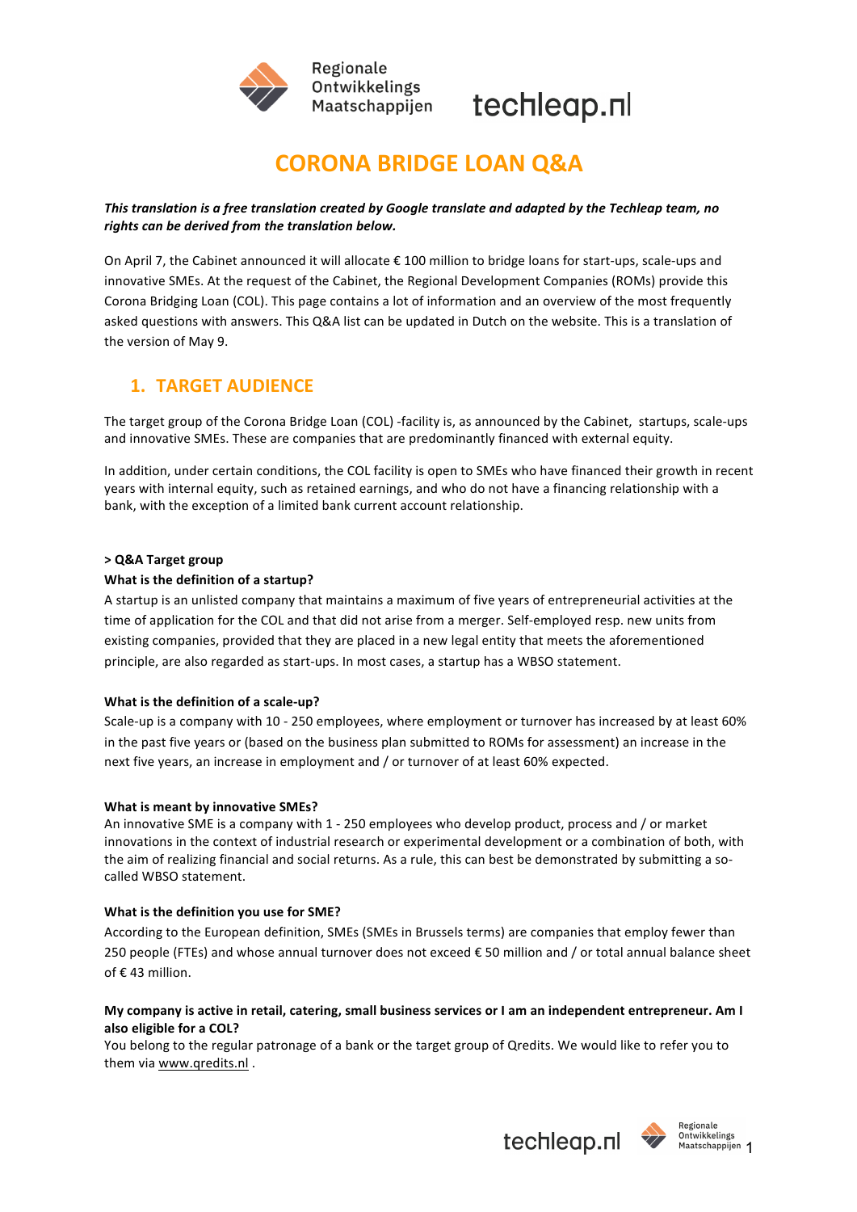# CORONA BRIDGE LOAN Q&A

***This translation is a free translation created by Google translate and adapted by the Techleap team, no rights can be derived from the translation below.***

On April 7, the Cabinet announced it will allocate € 100 million to bridge loans for start-ups, scale-ups and innovative SMEs. At the request of the Cabinet, the Regional Development Companies (ROMs) provide this Corona Bridging Loan (COL). This page contains a lot of information and an overview of the most frequently asked questions with answers. This Q&A list can be updated in Dutch on the website. This is a translation of the version of May 9.

## 1. TARGET AUDIENCE

The target group of the Corona Bridge Loan (COL) -facility is, as announced by the Cabinet, startups, scale-ups and innovative SMEs. These are companies that are predominantly financed with external equity.

In addition, under certain conditions, the COL facility is open to SMEs who have financed their growth in recent years with internal equity, such as retained earnings, and who do not have a financing relationship with a bank, with the exception of a limited bank current account relationship.

**> Q&A Target group**

**What is the definition of a startup?**

A startup is an unlisted company that maintains a maximum of five years of entrepreneurial activities at the time of application for the COL and that did not arise from a merger. Self-employed resp. new units from existing companies, provided that they are placed in a new legal entity that meets the aforementioned principle, are also regarded as start-ups. In most cases, a startup has a WBSO statement.

**What is the definition of a scale-up?**

Scale-up is a company with 10 - 250 employees, where employment or turnover has increased by at least 60% in the past five years or (based on the business plan submitted to ROMs for assessment) an increase in the next five years, an increase in employment and / or turnover of at least 60% expected.

**What is meant by innovative SMEs?**

An innovative SME is a company with 1 - 250 employees who develop product, process and / or market innovations in the context of industrial research or experimental development or a combination of both, with the aim of realizing financial and social returns. As a rule, this can best be demonstrated by submitting a so-called WBSO statement.

**What is the definition you use for SME?**

According to the European definition, SMEs (SMEs in Brussels terms) are companies that employ fewer than 250 people (FTEs) and whose annual turnover does not exceed € 50 million and / or total annual balance sheet of € 43 million.

**My company is active in retail, catering, small business services or I am an independent entrepreneur. Am I also eligible for a COL?**

You belong to the regular patronage of a bank or the target group of Qredits. We would like to refer you to them via www.qredits.nl .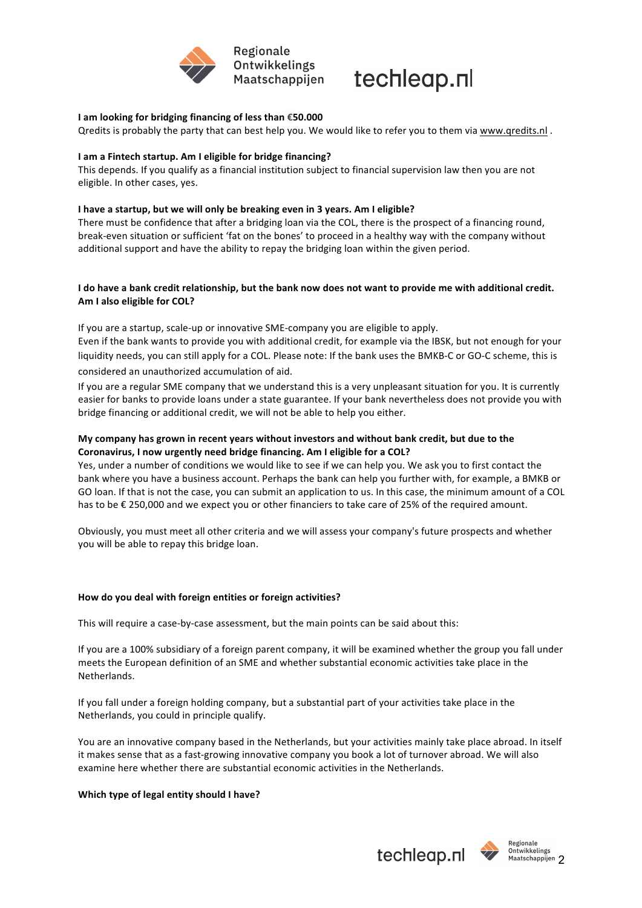**I am looking for bridging financing of less than €50.000**

Qredits is probably the party that can best help you. We would like to refer you to them via www.qredits.nl .

**I am a Fintech startup. Am I eligible for bridge financing?**

This depends. If you qualify as a financial institution subject to financial supervision law then you are not eligible. In other cases, yes.

**I have a startup, but we will only be breaking even in 3 years. Am I eligible?**

There must be confidence that after a bridging loan via the COL, there is the prospect of a financing round, break-even situation or sufficient 'fat on the bones' to proceed in a healthy way with the company without additional support and have the ability to repay the bridging loan within the given period.

**I do have a bank credit relationship, but the bank now does not want to provide me with additional credit. Am I also eligible for COL?**

If you are a startup, scale-up or innovative SME-company you are eligible to apply.

Even if the bank wants to provide you with additional credit, for example via the IBSK, but not enough for your liquidity needs, you can still apply for a COL. Please note: If the bank uses the BMKB-C or GO-C scheme, this is considered an unauthorized accumulation of aid.

If you are a regular SME company that we understand this is a very unpleasant situation for you. It is currently easier for banks to provide loans under a state guarantee. If your bank nevertheless does not provide you with bridge financing or additional credit, we will not be able to help you either.

**My company has grown in recent years without investors and without bank credit, but due to the Coronavirus, I now urgently need bridge financing. Am I eligible for a COL?**

Yes, under a number of conditions we would like to see if we can help you. We ask you to first contact the bank where you have a business account. Perhaps the bank can help you further with, for example, a BMKB or GO loan. If that is not the case, you can submit an application to us. In this case, the minimum amount of a COL has to be € 250,000 and we expect you or other financiers to take care of 25% of the required amount.

Obviously, you must meet all other criteria and we will assess your company's future prospects and whether you will be able to repay this bridge loan.

**How do you deal with foreign entities or foreign activities?**

This will require a case-by-case assessment, but the main points can be said about this:

If you are a 100% subsidiary of a foreign parent company, it will be examined whether the group you fall under meets the European definition of an SME and whether substantial economic activities take place in the Netherlands.

If you fall under a foreign holding company, but a substantial part of your activities take place in the Netherlands, you could in principle qualify.

You are an innovative company based in the Netherlands, but your activities mainly take place abroad. In itself it makes sense that as a fast-growing innovative company you book a lot of turnover abroad. We will also examine here whether there are substantial economic activities in the Netherlands.

**Which type of legal entity should I have?**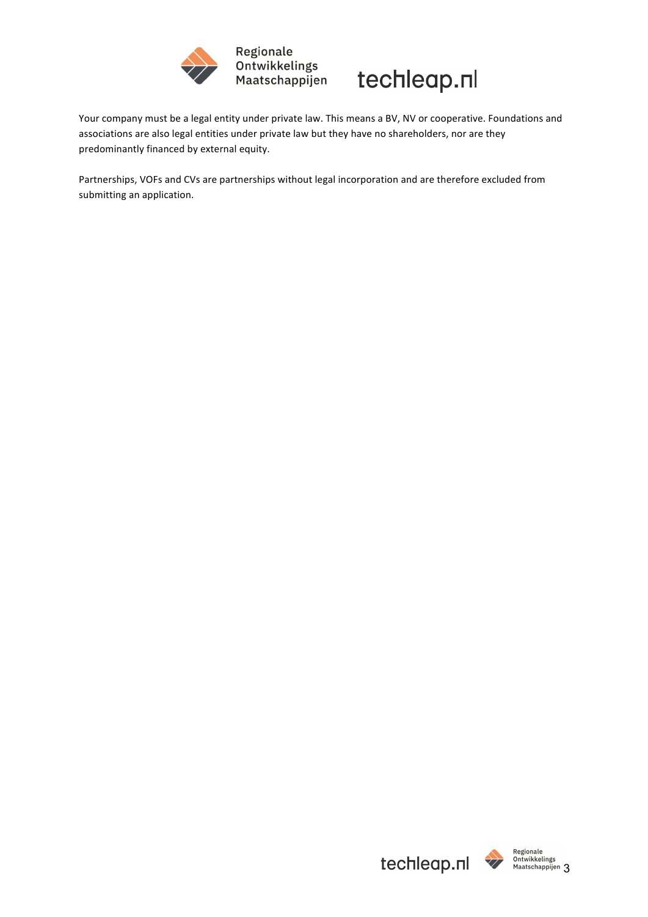Your company must be a legal entity under private law. This means a BV, NV or cooperative. Foundations and associations are also legal entities under private law but they have no shareholders, nor are they predominantly financed by external equity.

Partnerships, VOFs and CVs are partnerships without legal incorporation and are therefore excluded from submitting an application.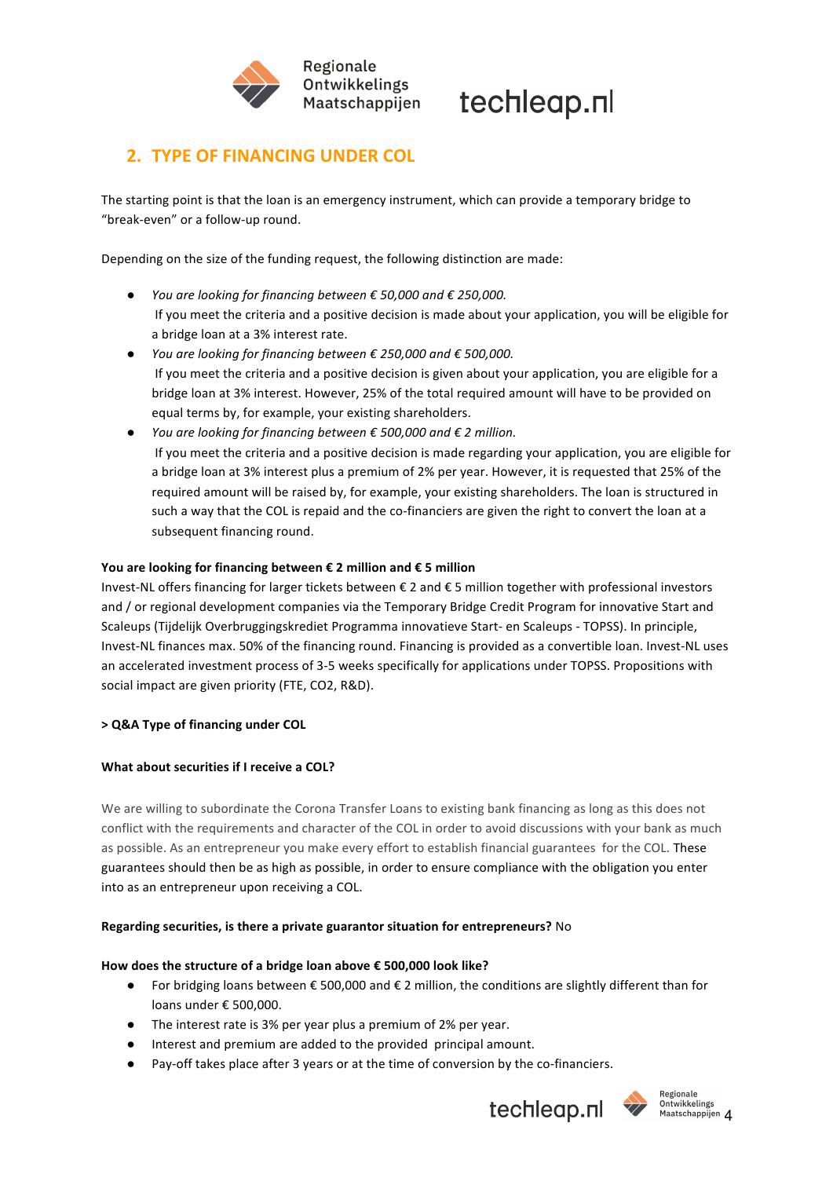## 2. TYPE OF FINANCING UNDER COL

The starting point is that the loan is an emergency instrument, which can provide a temporary bridge to "break-even" or a follow-up round.

Depending on the size of the funding request, the following distinction are made:

- *You are looking for financing between € 50,000 and € 250,000.*
  If you meet the criteria and a positive decision is made about your application, you will be eligible for a bridge loan at a 3% interest rate.
- *You are looking for financing between € 250,000 and € 500,000.*
  If you meet the criteria and a positive decision is given about your application, you are eligible for a bridge loan at 3% interest. However, 25% of the total required amount will have to be provided on equal terms by, for example, your existing shareholders.
- *You are looking for financing between € 500,000 and € 2 million.*
  If you meet the criteria and a positive decision is made regarding your application, you are eligible for a bridge loan at 3% interest plus a premium of 2% per year. However, it is requested that 25% of the required amount will be raised by, for example, your existing shareholders. The loan is structured in such a way that the COL is repaid and the co-financiers are given the right to convert the loan at a subsequent financing round.

**You are looking for financing between € 2 million and € 5 million**

Invest-NL offers financing for larger tickets between € 2 and € 5 million together with professional investors and / or regional development companies via the Temporary Bridge Credit Program for innovative Start and Scaleups (Tijdelijk Overbruggingskrediet Programma innovatieve Start- en Scaleups - TOPSS). In principle, Invest-NL finances max. 50% of the financing round. Financing is provided as a convertible loan. Invest-NL uses an accelerated investment process of 3-5 weeks specifically for applications under TOPSS. Propositions with social impact are given priority (FTE, CO2, R&D).

**> Q&A Type of financing under COL**

**What about securities if I receive a COL?**

We are willing to subordinate the Corona Transfer Loans to existing bank financing as long as this does not conflict with the requirements and character of the COL in order to avoid discussions with your bank as much as possible. As an entrepreneur you make every effort to establish financial guarantees for the COL. These guarantees should then be as high as possible, in order to ensure compliance with the obligation you enter into as an entrepreneur upon receiving a COL.

**Regarding securities, is there a private guarantor situation for entrepreneurs?** No

**How does the structure of a bridge loan above € 500,000 look like?**

- For bridging loans between € 500,000 and € 2 million, the conditions are slightly different than for loans under € 500,000.
- The interest rate is 3% per year plus a premium of 2% per year.
- Interest and premium are added to the provided principal amount.
- Pay-off takes place after 3 years or at the time of conversion by the co-financiers.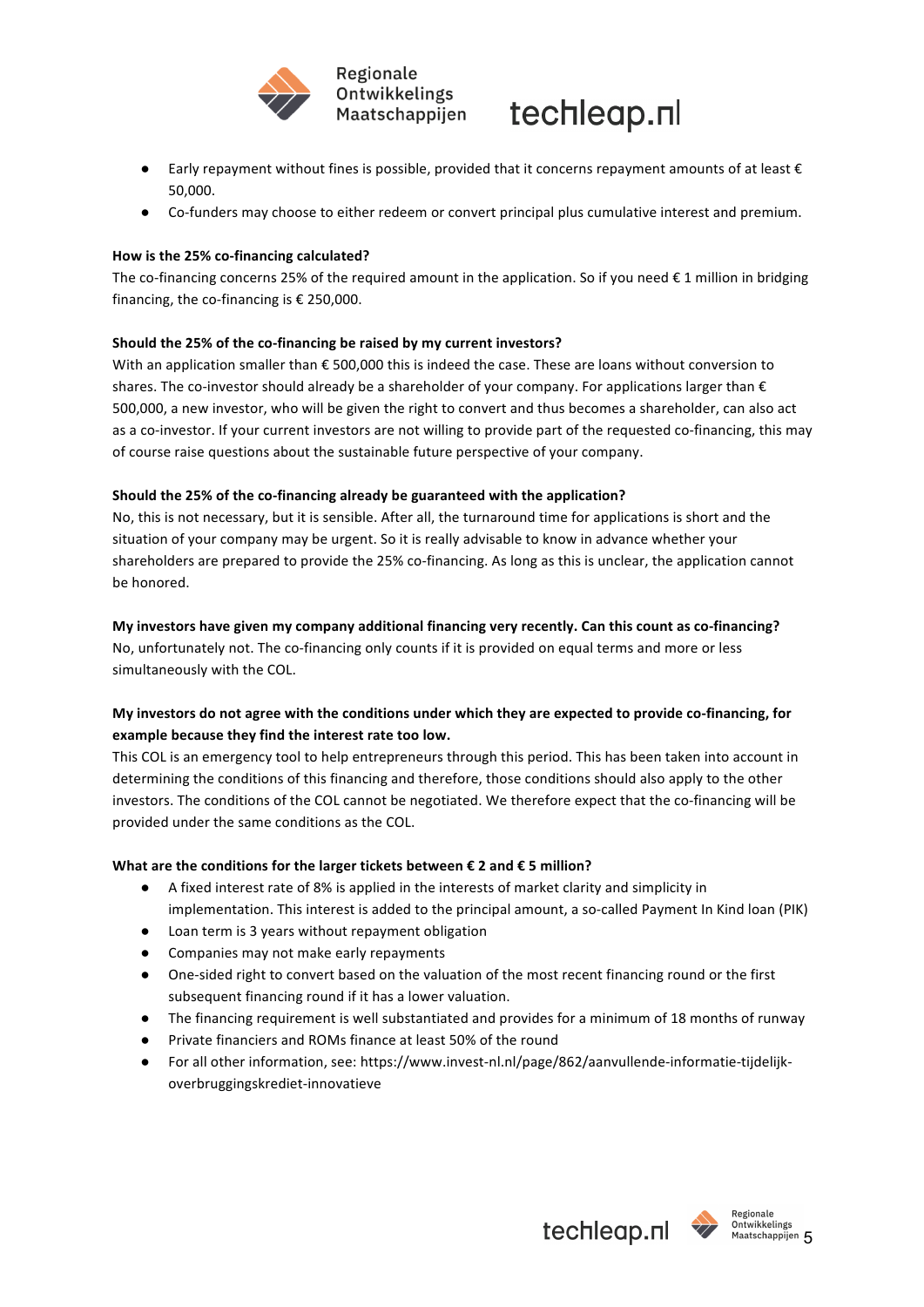- Early repayment without fines is possible, provided that it concerns repayment amounts of at least € 50,000.
- Co-funders may choose to either redeem or convert principal plus cumulative interest and premium.

**How is the 25% co-financing calculated?**

The co-financing concerns 25% of the required amount in the application. So if you need € 1 million in bridging financing, the co-financing is € 250,000.

**Should the 25% of the co-financing be raised by my current investors?**

With an application smaller than € 500,000 this is indeed the case. These are loans without conversion to shares. The co-investor should already be a shareholder of your company. For applications larger than € 500,000, a new investor, who will be given the right to convert and thus becomes a shareholder, can also act as a co-investor. If your current investors are not willing to provide part of the requested co-financing, this may of course raise questions about the sustainable future perspective of your company.

**Should the 25% of the co-financing already be guaranteed with the application?**

No, this is not necessary, but it is sensible. After all, the turnaround time for applications is short and the situation of your company may be urgent. So it is really advisable to know in advance whether your shareholders are prepared to provide the 25% co-financing. As long as this is unclear, the application cannot be honored.

**My investors have given my company additional financing very recently. Can this count as co-financing?**

No, unfortunately not. The co-financing only counts if it is provided on equal terms and more or less simultaneously with the COL.

**My investors do not agree with the conditions under which they are expected to provide co-financing, for example because they find the interest rate too low.**

This COL is an emergency tool to help entrepreneurs through this period. This has been taken into account in determining the conditions of this financing and therefore, those conditions should also apply to the other investors. The conditions of the COL cannot be negotiated. We therefore expect that the co-financing will be provided under the same conditions as the COL.

**What are the conditions for the larger tickets between € 2 and € 5 million?**

- A fixed interest rate of 8% is applied in the interests of market clarity and simplicity in implementation. This interest is added to the principal amount, a so-called Payment In Kind loan (PIK)
- Loan term is 3 years without repayment obligation
- Companies may not make early repayments
- One-sided right to convert based on the valuation of the most recent financing round or the first subsequent financing round if it has a lower valuation.
- The financing requirement is well substantiated and provides for a minimum of 18 months of runway
- Private financiers and ROMs finance at least 50% of the round
- For all other information, see: https://www.invest-nl.nl/page/862/aanvullende-informatie-tijdelijk-overbruggingskrediet-innovatieve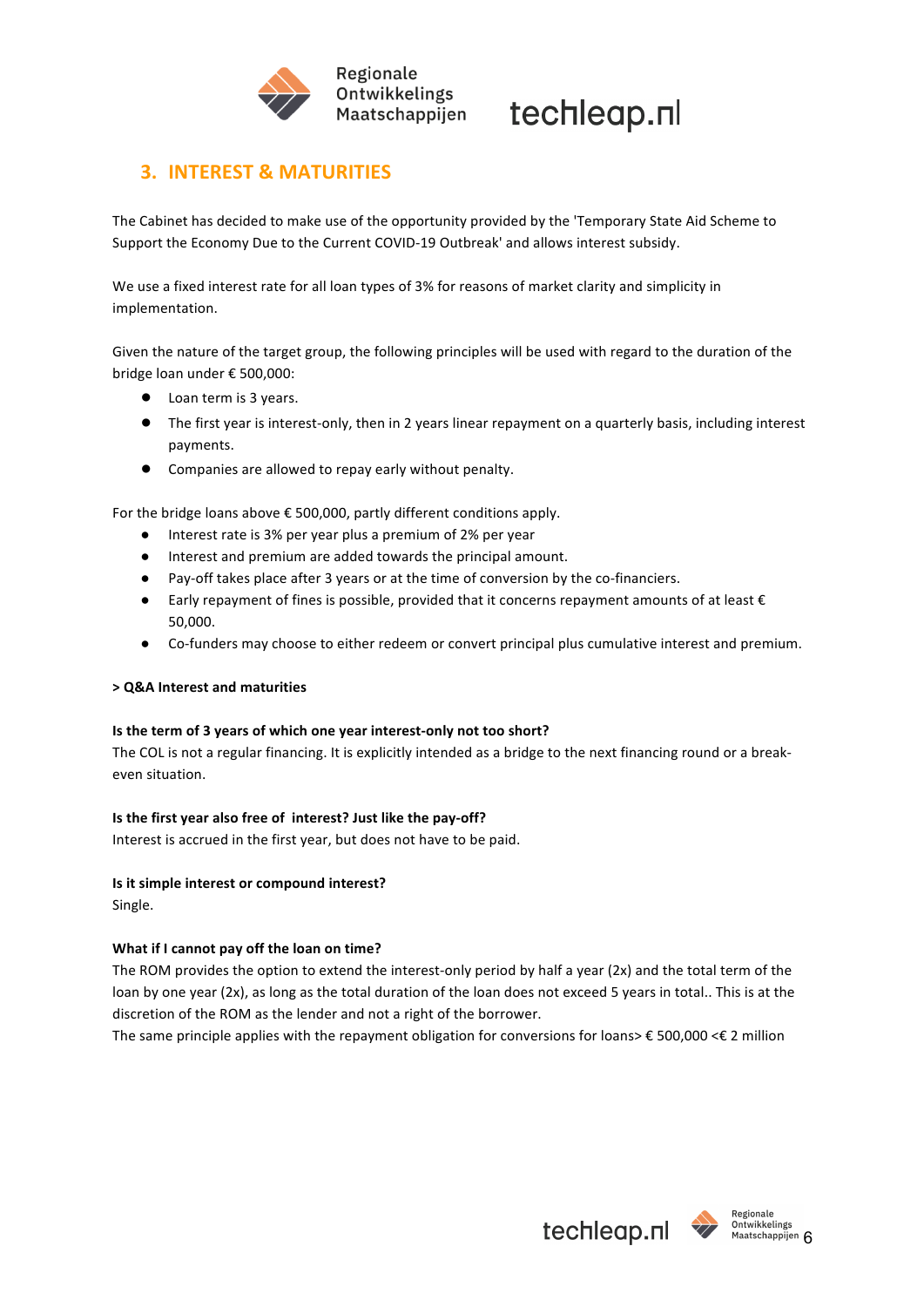## 3. INTEREST & MATURITIES

The Cabinet has decided to make use of the opportunity provided by the 'Temporary State Aid Scheme to Support the Economy Due to the Current COVID-19 Outbreak' and allows interest subsidy.

We use a fixed interest rate for all loan types of 3% for reasons of market clarity and simplicity in implementation.

Given the nature of the target group, the following principles will be used with regard to the duration of the bridge loan under € 500,000:

- Loan term is 3 years.
- The first year is interest-only, then in 2 years linear repayment on a quarterly basis, including interest payments.
- Companies are allowed to repay early without penalty.

For the bridge loans above € 500,000, partly different conditions apply.

- Interest rate is 3% per year plus a premium of 2% per year
- Interest and premium are added towards the principal amount.
- Pay-off takes place after 3 years or at the time of conversion by the co-financiers.
- Early repayment of fines is possible, provided that it concerns repayment amounts of at least € 50,000.
- Co-funders may choose to either redeem or convert principal plus cumulative interest and premium.

**> Q&A Interest and maturities**

**Is the term of 3 years of which one year interest-only not too short?**
The COL is not a regular financing. It is explicitly intended as a bridge to the next financing round or a break-even situation.

**Is the first year also free of interest? Just like the pay-off?**
Interest is accrued in the first year, but does not have to be paid.

**Is it simple interest or compound interest?**
Single.

**What if I cannot pay off the loan on time?**
The ROM provides the option to extend the interest-only period by half a year (2x) and the total term of the loan by one year (2x), as long as the total duration of the loan does not exceed 5 years in total.. This is at the discretion of the ROM as the lender and not a right of the borrower.
The same principle applies with the repayment obligation for conversions for loans> € 500,000 <€ 2 million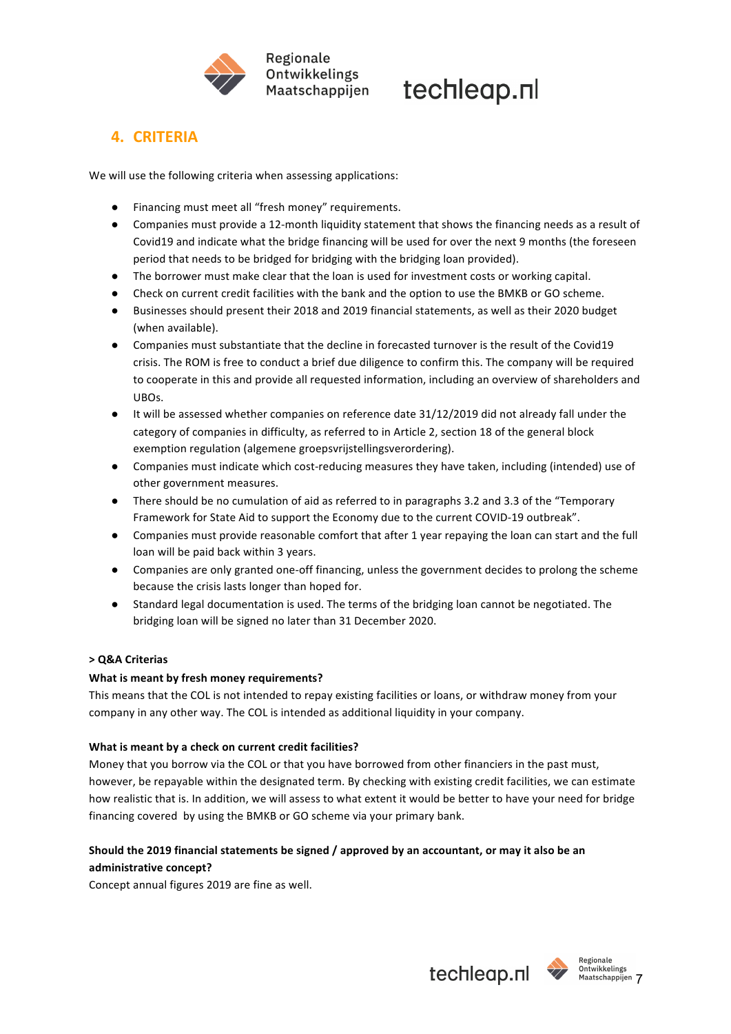## 4. CRITERIA

We will use the following criteria when assessing applications:

- Financing must meet all "fresh money" requirements.
- Companies must provide a 12-month liquidity statement that shows the financing needs as a result of Covid19 and indicate what the bridge financing will be used for over the next 9 months (the foreseen period that needs to be bridged for bridging with the bridging loan provided).
- The borrower must make clear that the loan is used for investment costs or working capital.
- Check on current credit facilities with the bank and the option to use the BMKB or GO scheme.
- Businesses should present their 2018 and 2019 financial statements, as well as their 2020 budget (when available).
- Companies must substantiate that the decline in forecasted turnover is the result of the Covid19 crisis. The ROM is free to conduct a brief due diligence to confirm this. The company will be required to cooperate in this and provide all requested information, including an overview of shareholders and UBOs.
- It will be assessed whether companies on reference date 31/12/2019 did not already fall under the category of companies in difficulty, as referred to in Article 2, section 18 of the general block exemption regulation (algemene groepsvrijstellingsverordering).
- Companies must indicate which cost-reducing measures they have taken, including (intended) use of other government measures.
- There should be no cumulation of aid as referred to in paragraphs 3.2 and 3.3 of the "Temporary Framework for State Aid to support the Economy due to the current COVID-19 outbreak".
- Companies must provide reasonable comfort that after 1 year repaying the loan can start and the full loan will be paid back within 3 years.
- Companies are only granted one-off financing, unless the government decides to prolong the scheme because the crisis lasts longer than hoped for.
- Standard legal documentation is used. The terms of the bridging loan cannot be negotiated. The bridging loan will be signed no later than 31 December 2020.

**> Q&A Criterias**

**What is meant by fresh money requirements?**

This means that the COL is not intended to repay existing facilities or loans, or withdraw money from your company in any other way. The COL is intended as additional liquidity in your company.

**What is meant by a check on current credit facilities?**

Money that you borrow via the COL or that you have borrowed from other financiers in the past must, however, be repayable within the designated term. By checking with existing credit facilities, we can estimate how realistic that is. In addition, we will assess to what extent it would be better to have your need for bridge financing covered by using the BMKB or GO scheme via your primary bank.

**Should the 2019 financial statements be signed / approved by an accountant, or may it also be an administrative concept?**

Concept annual figures 2019 are fine as well.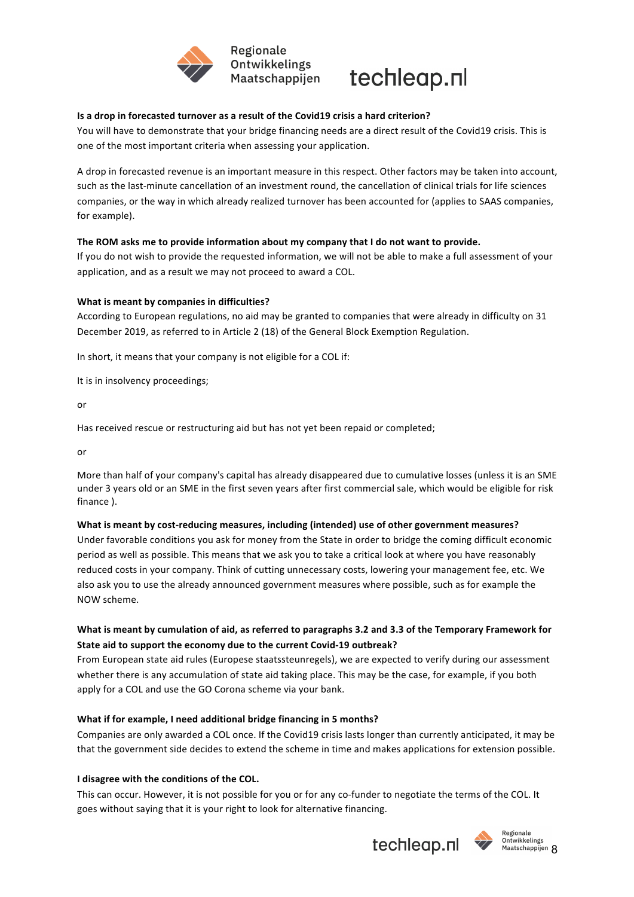**Is a drop in forecasted turnover as a result of the Covid19 crisis a hard criterion?**

You will have to demonstrate that your bridge financing needs are a direct result of the Covid19 crisis. This is one of the most important criteria when assessing your application.

A drop in forecasted revenue is an important measure in this respect. Other factors may be taken into account, such as the last-minute cancellation of an investment round, the cancellation of clinical trials for life sciences companies, or the way in which already realized turnover has been accounted for (applies to SAAS companies, for example).

**The ROM asks me to provide information about my company that I do not want to provide.**

If you do not wish to provide the requested information, we will not be able to make a full assessment of your application, and as a result we may not proceed to award a COL.

**What is meant by companies in difficulties?**

According to European regulations, no aid may be granted to companies that were already in difficulty on 31 December 2019, as referred to in Article 2 (18) of the General Block Exemption Regulation.

In short, it means that your company is not eligible for a COL if:

It is in insolvency proceedings;

or

Has received rescue or restructuring aid but has not yet been repaid or completed;

or

More than half of your company's capital has already disappeared due to cumulative losses (unless it is an SME under 3 years old or an SME in the first seven years after first commercial sale, which would be eligible for risk finance ).

**What is meant by cost-reducing measures, including (intended) use of other government measures?**

Under favorable conditions you ask for money from the State in order to bridge the coming difficult economic period as well as possible. This means that we ask you to take a critical look at where you have reasonably reduced costs in your company. Think of cutting unnecessary costs, lowering your management fee, etc. We also ask you to use the already announced government measures where possible, such as for example the NOW scheme.

**What is meant by cumulation of aid, as referred to paragraphs 3.2 and 3.3 of the Temporary Framework for State aid to support the economy due to the current Covid-19 outbreak?**

From European state aid rules (Europese staatssteunregels), we are expected to verify during our assessment whether there is any accumulation of state aid taking place. This may be the case, for example, if you both apply for a COL and use the GO Corona scheme via your bank.

**What if for example, I need additional bridge financing in 5 months?**

Companies are only awarded a COL once. If the Covid19 crisis lasts longer than currently anticipated, it may be that the government side decides to extend the scheme in time and makes applications for extension possible.

**I disagree with the conditions of the COL.**

This can occur. However, it is not possible for you or for any co-funder to negotiate the terms of the COL. It goes without saying that it is your right to look for alternative financing.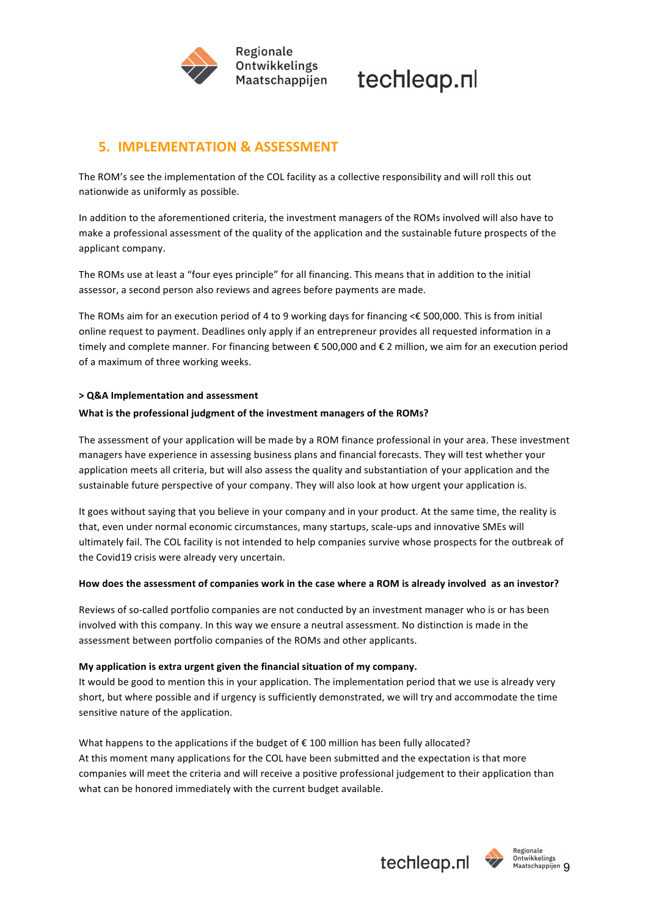## 5. IMPLEMENTATION & ASSESSMENT

The ROM's see the implementation of the COL facility as a collective responsibility and will roll this out nationwide as uniformly as possible.

In addition to the aforementioned criteria, the investment managers of the ROMs involved will also have to make a professional assessment of the quality of the application and the sustainable future prospects of the applicant company.

The ROMs use at least a "four eyes principle" for all financing. This means that in addition to the initial assessor, a second person also reviews and agrees before payments are made.

The ROMs aim for an execution period of 4 to 9 working days for financing <€ 500,000. This is from initial online request to payment. Deadlines only apply if an entrepreneur provides all requested information in a timely and complete manner. For financing between € 500,000 and € 2 million, we aim for an execution period of a maximum of three working weeks.

**> Q&A Implementation and assessment**

**What is the professional judgment of the investment managers of the ROMs?**

The assessment of your application will be made by a ROM finance professional in your area. These investment managers have experience in assessing business plans and financial forecasts. They will test whether your application meets all criteria, but will also assess the quality and substantiation of your application and the sustainable future perspective of your company. They will also look at how urgent your application is.

It goes without saying that you believe in your company and in your product. At the same time, the reality is that, even under normal economic circumstances, many startups, scale-ups and innovative SMEs will ultimately fail. The COL facility is not intended to help companies survive whose prospects for the outbreak of the Covid19 crisis were already very uncertain.

**How does the assessment of companies work in the case where a ROM is already involved as an investor?**

Reviews of so-called portfolio companies are not conducted by an investment manager who is or has been involved with this company. In this way we ensure a neutral assessment. No distinction is made in the assessment between portfolio companies of the ROMs and other applicants.

**My application is extra urgent given the financial situation of my company.**
It would be good to mention this in your application. The implementation period that we use is already very short, but where possible and if urgency is sufficiently demonstrated, we will try and accommodate the time sensitive nature of the application.

What happens to the applications if the budget of € 100 million has been fully allocated?
At this moment many applications for the COL have been submitted and the expectation is that more companies will meet the criteria and will receive a positive professional judgement to their application than what can be honored immediately with the current budget available.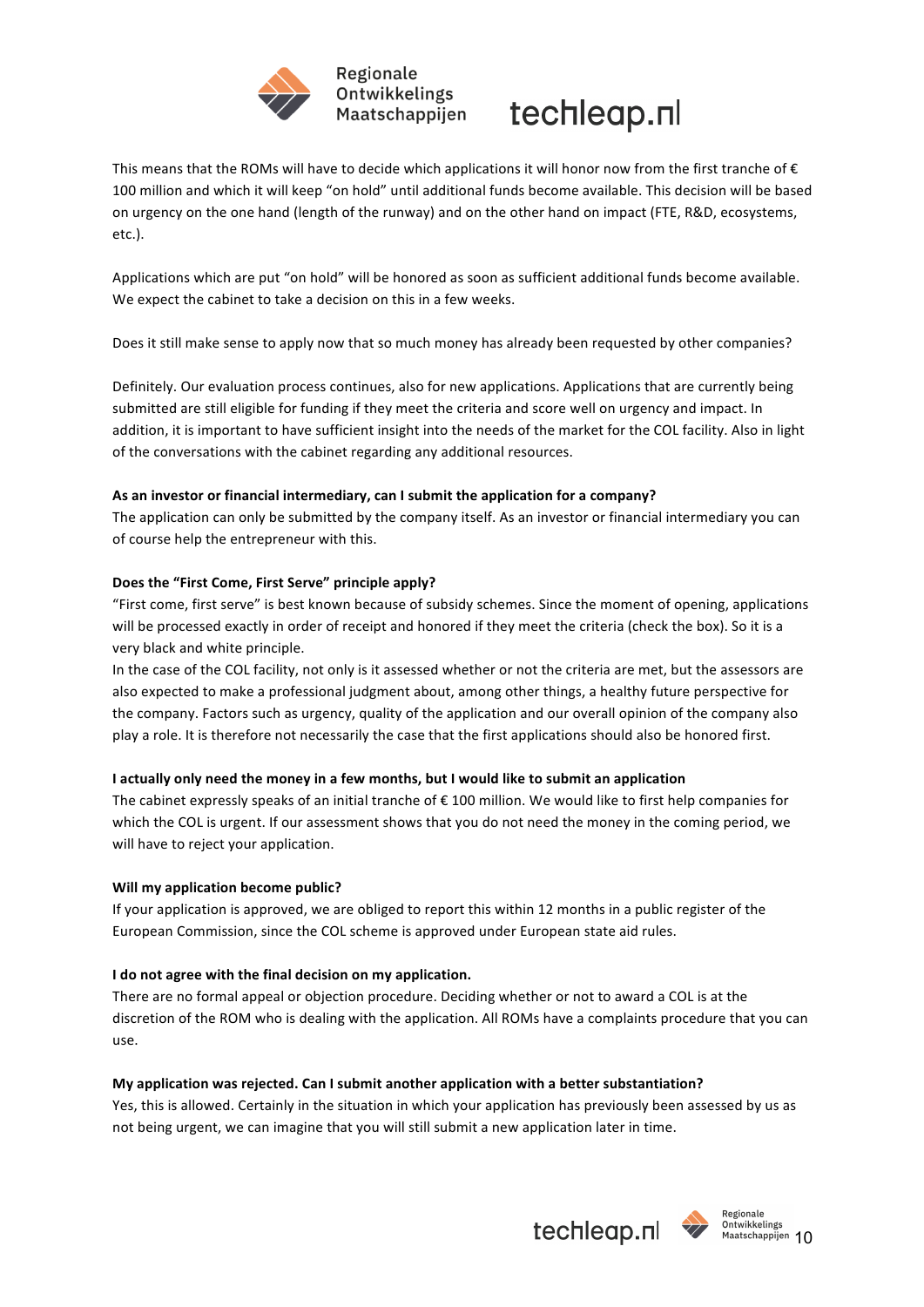This means that the ROMs will have to decide which applications it will honor now from the first tranche of € 100 million and which it will keep "on hold" until additional funds become available. This decision will be based on urgency on the one hand (length of the runway) and on the other hand on impact (FTE, R&D, ecosystems, etc.).

Applications which are put "on hold" will be honored as soon as sufficient additional funds become available. We expect the cabinet to take a decision on this in a few weeks.

Does it still make sense to apply now that so much money has already been requested by other companies?

Definitely. Our evaluation process continues, also for new applications. Applications that are currently being submitted are still eligible for funding if they meet the criteria and score well on urgency and impact. In addition, it is important to have sufficient insight into the needs of the market for the COL facility. Also in light of the conversations with the cabinet regarding any additional resources.

**As an investor or financial intermediary, can I submit the application for a company?**

The application can only be submitted by the company itself. As an investor or financial intermediary you can of course help the entrepreneur with this.

**Does the "First Come, First Serve" principle apply?**

"First come, first serve" is best known because of subsidy schemes. Since the moment of opening, applications will be processed exactly in order of receipt and honored if they meet the criteria (check the box). So it is a very black and white principle.

In the case of the COL facility, not only is it assessed whether or not the criteria are met, but the assessors are also expected to make a professional judgment about, among other things, a healthy future perspective for the company. Factors such as urgency, quality of the application and our overall opinion of the company also play a role. It is therefore not necessarily the case that the first applications should also be honored first.

**I actually only need the money in a few months, but I would like to submit an application**

The cabinet expressly speaks of an initial tranche of € 100 million. We would like to first help companies for which the COL is urgent. If our assessment shows that you do not need the money in the coming period, we will have to reject your application.

**Will my application become public?**

If your application is approved, we are obliged to report this within 12 months in a public register of the European Commission, since the COL scheme is approved under European state aid rules.

**I do not agree with the final decision on my application.**

There are no formal appeal or objection procedure. Deciding whether or not to award a COL is at the discretion of the ROM who is dealing with the application. All ROMs have a complaints procedure that you can use.

**My application was rejected. Can I submit another application with a better substantiation?**

Yes, this is allowed. Certainly in the situation in which your application has previously been assessed by us as not being urgent, we can imagine that you will still submit a new application later in time.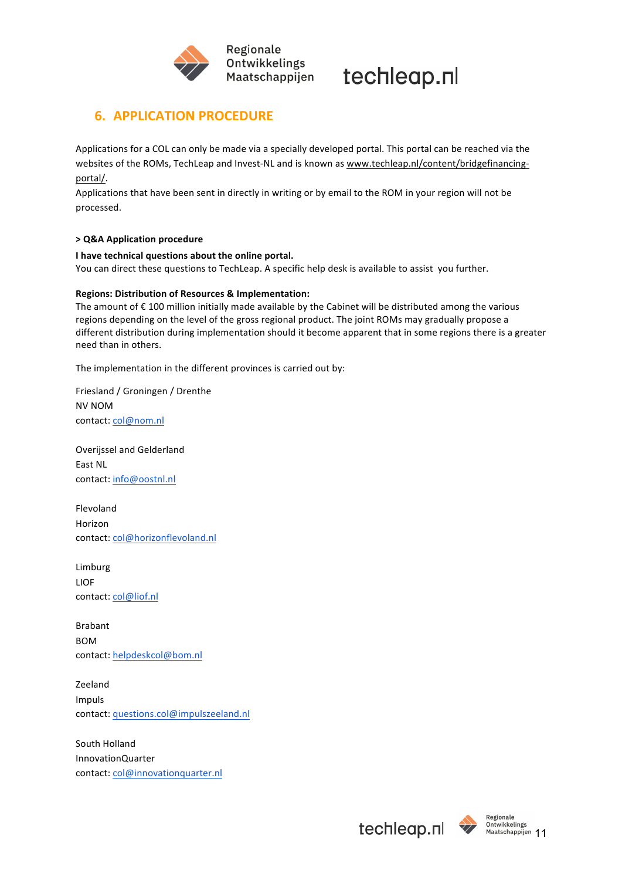## 6. APPLICATION PROCEDURE

Applications for a COL can only be made via a specially developed portal. This portal can be reached via the websites of the ROMs, TechLeap and Invest-NL and is known as www.techleap.nl/content/bridgefinancing-portal/.

Applications that have been sent in directly in writing or by email to the ROM in your region will not be processed.

**> Q&A Application procedure**

**I have technical questions about the online portal.**

You can direct these questions to TechLeap. A specific help desk is available to assist you further.

**Regions: Distribution of Resources & Implementation:**

The amount of € 100 million initially made available by the Cabinet will be distributed among the various regions depending on the level of the gross regional product. The joint ROMs may gradually propose a different distribution during implementation should it become apparent that in some regions there is a greater need than in others.

The implementation in the different provinces is carried out by:

Friesland / Groningen / Drenthe
NV NOM
contact: col@nom.nl

Overijssel and Gelderland
East NL
contact: info@oostnl.nl

Flevoland
Horizon
contact: col@horizonflevoland.nl

Limburg
LIOF
contact: col@liof.nl

Brabant
BOM
contact: helpdeskcol@bom.nl

Zeeland
Impuls
contact: questions.col@impulszeeland.nl

South Holland
InnovationQuarter
contact: col@innovationquarter.nl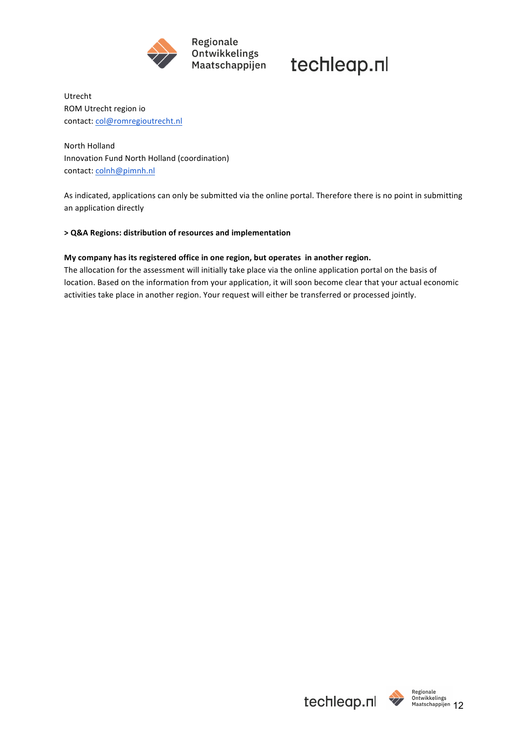Utrecht
ROM Utrecht region io
contact: col@romregioutrecht.nl

North Holland
Innovation Fund North Holland (coordination)
contact: colnh@pimnh.nl

As indicated, applications can only be submitted via the online portal. Therefore there is no point in submitting an application directly

**> Q&A Regions: distribution of resources and implementation**

**My company has its registered office in one region, but operates in another region.**
The allocation for the assessment will initially take place via the online application portal on the basis of location. Based on the information from your application, it will soon become clear that your actual economic activities take place in another region. Your request will either be transferred or processed jointly.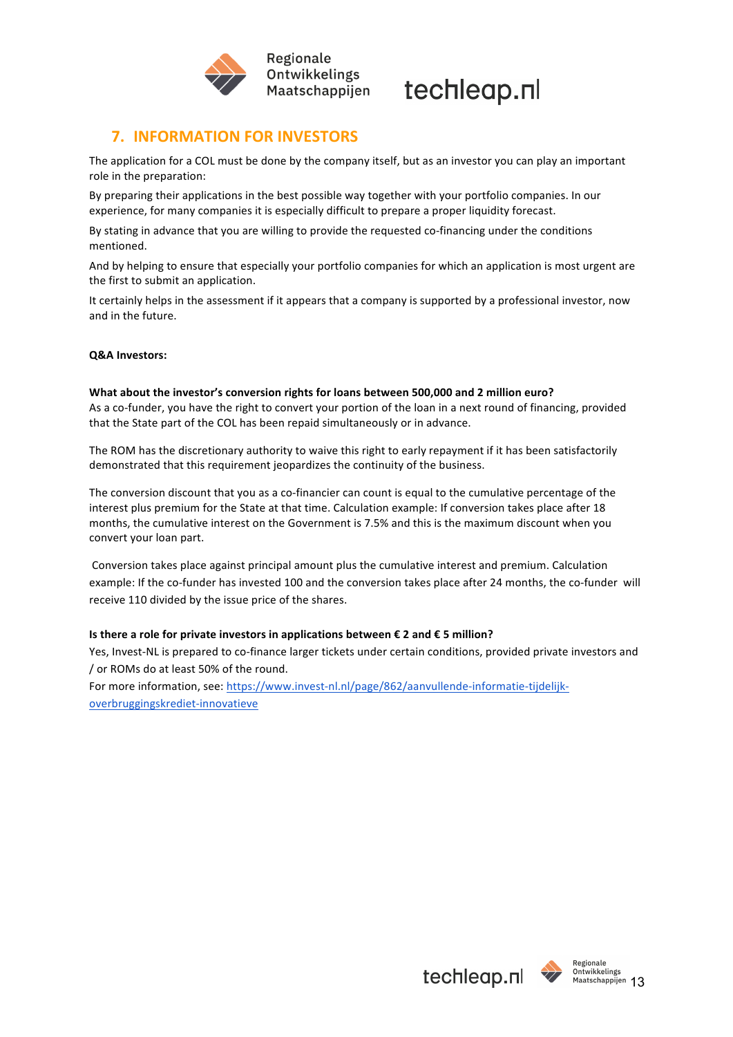## 7. INFORMATION FOR INVESTORS

The application for a COL must be done by the company itself, but as an investor you can play an important role in the preparation:

By preparing their applications in the best possible way together with your portfolio companies. In our experience, for many companies it is especially difficult to prepare a proper liquidity forecast.

By stating in advance that you are willing to provide the requested co-financing under the conditions mentioned.

And by helping to ensure that especially your portfolio companies for which an application is most urgent are the first to submit an application.

It certainly helps in the assessment if it appears that a company is supported by a professional investor, now and in the future.

**Q&A Investors:**

**What about the investor's conversion rights for loans between 500,000 and 2 million euro?**
As a co-funder, you have the right to convert your portion of the loan in a next round of financing, provided that the State part of the COL has been repaid simultaneously or in advance.

The ROM has the discretionary authority to waive this right to early repayment if it has been satisfactorily demonstrated that this requirement jeopardizes the continuity of the business.

The conversion discount that you as a co-financier can count is equal to the cumulative percentage of the interest plus premium for the State at that time. Calculation example: If conversion takes place after 18 months, the cumulative interest on the Government is 7.5% and this is the maximum discount when you convert your loan part.

Conversion takes place against principal amount plus the cumulative interest and premium. Calculation example: If the co-funder has invested 100 and the conversion takes place after 24 months, the co-funder will receive 110 divided by the issue price of the shares.

**Is there a role for private investors in applications between € 2 and € 5 million?**
Yes, Invest-NL is prepared to co-finance larger tickets under certain conditions, provided private investors and / or ROMs do at least 50% of the round.
For more information, see: [https://www.invest-nl.nl/page/862/aanvullende-informatie-tijdelijk-overbruggingskrediet-innovatieve](https://www.invest-nl.nl/page/862/aanvullende-informatie-tijdelijk-overbruggingskrediet-innovatieve)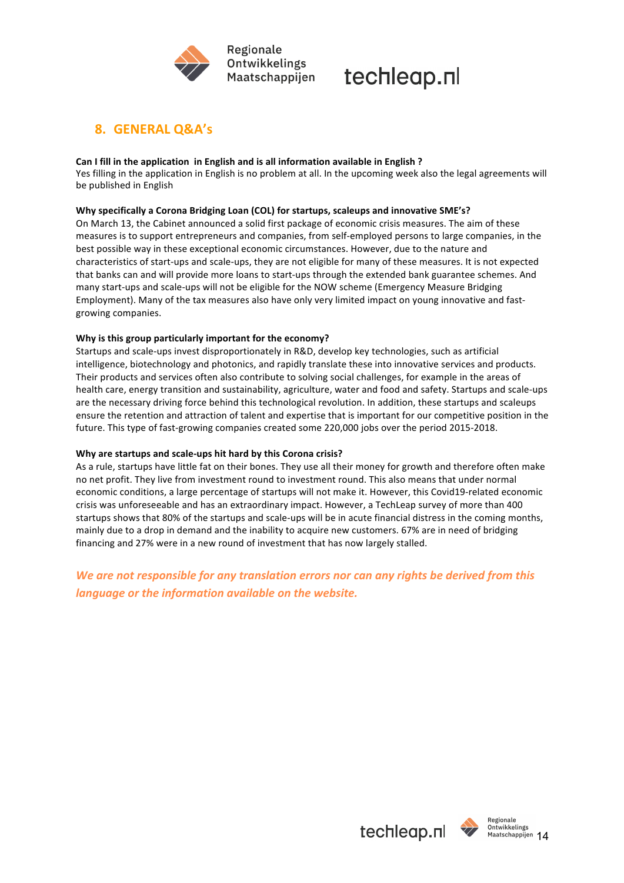## 8. GENERAL Q&A's

**Can I fill in the application in English and is all information available in English ?**
Yes filling in the application in English is no problem at all. In the upcoming week also the legal agreements will be published in English

**Why specifically a Corona Bridging Loan (COL) for startups, scaleups and innovative SME's?**
On March 13, the Cabinet announced a solid first package of economic crisis measures. The aim of these measures is to support entrepreneurs and companies, from self-employed persons to large companies, in the best possible way in these exceptional economic circumstances. However, due to the nature and characteristics of start-ups and scale-ups, they are not eligible for many of these measures. It is not expected that banks can and will provide more loans to start-ups through the extended bank guarantee schemes. And many start-ups and scale-ups will not be eligible for the NOW scheme (Emergency Measure Bridging Employment). Many of the tax measures also have only very limited impact on young innovative and fast-growing companies.

**Why is this group particularly important for the economy?**
Startups and scale-ups invest disproportionately in R&D, develop key technologies, such as artificial intelligence, biotechnology and photonics, and rapidly translate these into innovative services and products. Their products and services often also contribute to solving social challenges, for example in the areas of health care, energy transition and sustainability, agriculture, water and food and safety. Startups and scale-ups are the necessary driving force behind this technological revolution. In addition, these startups and scaleups ensure the retention and attraction of talent and expertise that is important for our competitive position in the future. This type of fast-growing companies created some 220,000 jobs over the period 2015-2018.

**Why are startups and scale-ups hit hard by this Corona crisis?**
As a rule, startups have little fat on their bones. They use all their money for growth and therefore often make no net profit. They live from investment round to investment round. This also means that under normal economic conditions, a large percentage of startups will not make it. However, this Covid19-related economic crisis was unforeseeable and has an extraordinary impact. However, a TechLeap survey of more than 400 startups shows that 80% of the startups and scale-ups will be in acute financial distress in the coming months, mainly due to a drop in demand and the inability to acquire new customers. 67% are in need of bridging financing and 27% were in a new round of investment that has now largely stalled.

***We are not responsible for any translation errors nor can any rights be derived from this language or the information available on the website.***